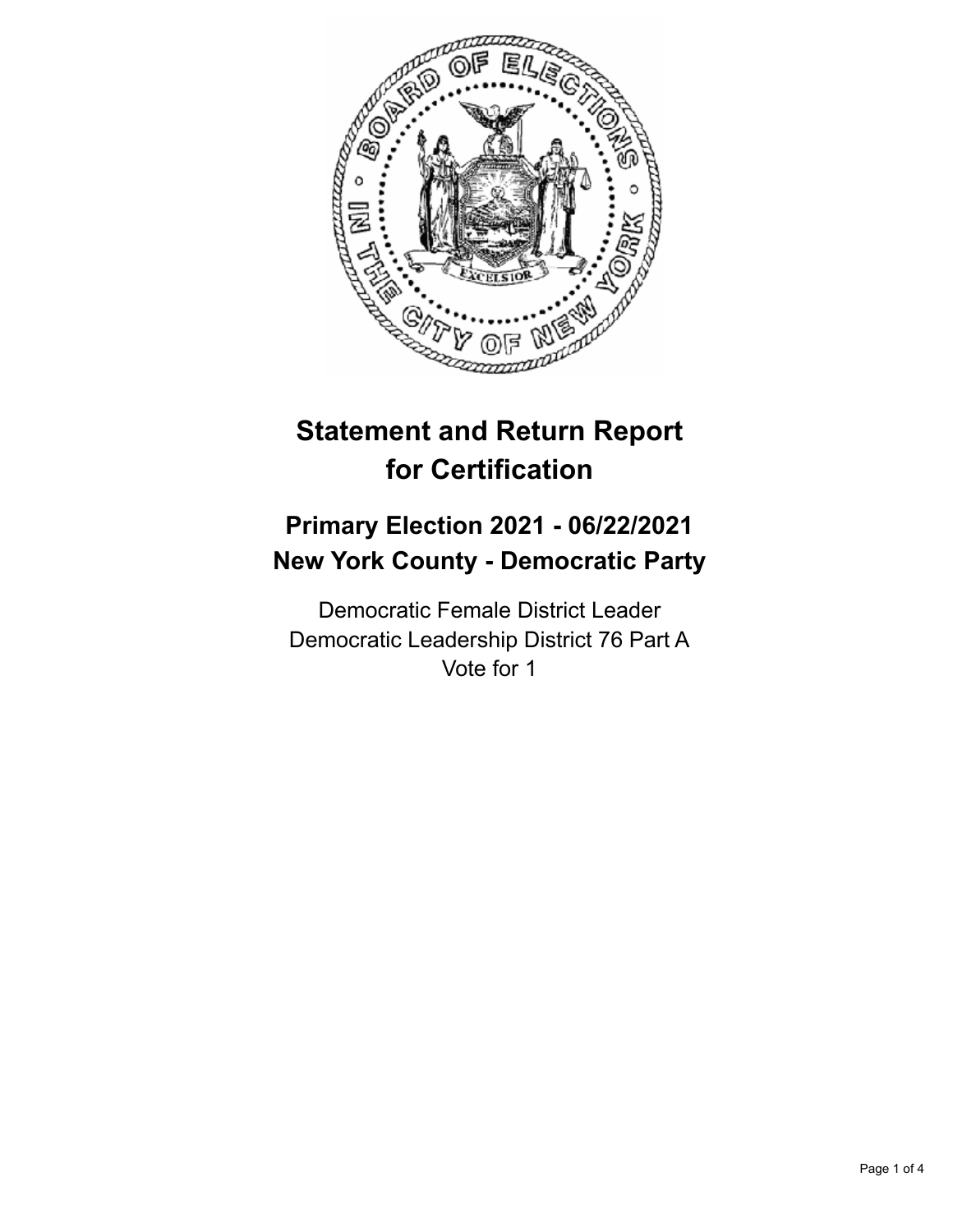# Statement and Return Report for Certification

## Primary Election 2021 - 06/22/2021
## New York County - Democratic Party

Democratic Female District Leader
Democratic Leadership District 76 Part A
Vote for 1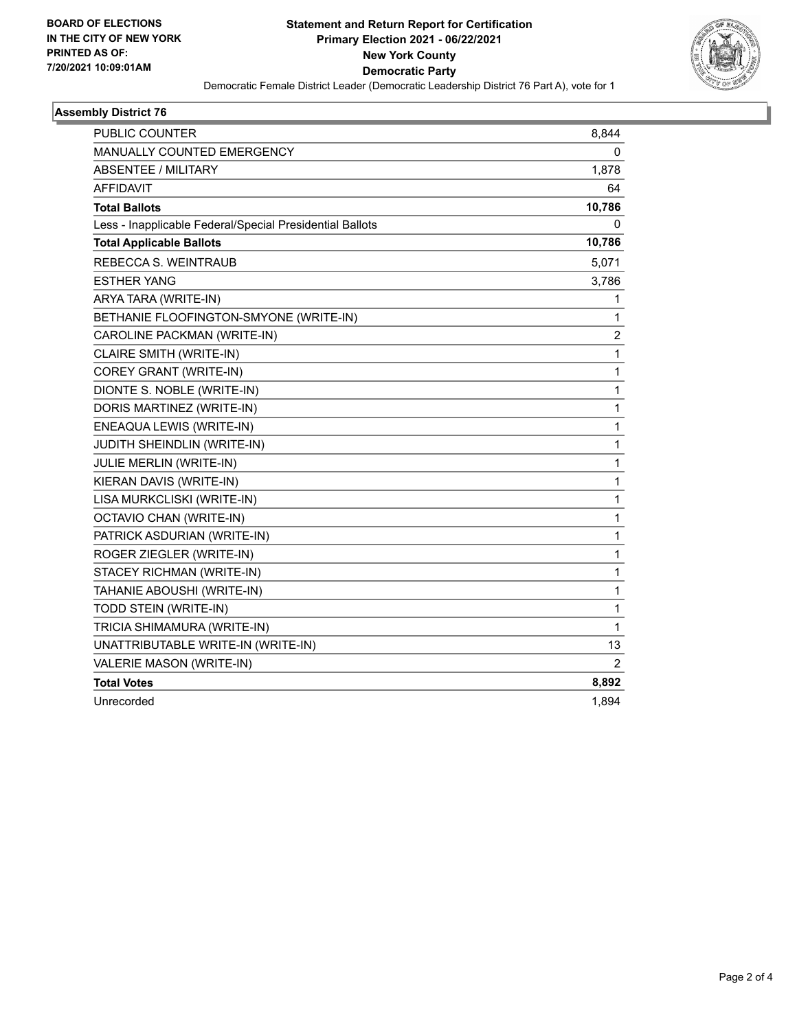BOARD OF ELECTIONS
IN THE CITY OF NEW YORK
PRINTED AS OF:
7/20/2021 10:09:01AM

# Statement and Return Report for Certification
## Primary Election 2021 - 06/22/2021
## New York County
## Democratic Party

Democratic Female District Leader (Democratic Leadership District 76 Part A), vote for 1

### Assembly District 76

| | |
|---|---|
| PUBLIC COUNTER | 8,844 |
| MANUALLY COUNTED EMERGENCY | 0 |
| ABSENTEE / MILITARY | 1,878 |
| AFFIDAVIT | 64 |
| **Total Ballots** | **10,786** |
| Less - Inapplicable Federal/Special Presidential Ballots | 0 |
| **Total Applicable Ballots** | **10,786** |
| REBECCA S. WEINTRAUB | 5,071 |
| ESTHER YANG | 3,786 |
| ARYA TARA (WRITE-IN) | 1 |
| BETHANIE FLOOFINGTON-SMYONE (WRITE-IN) | 1 |
| CAROLINE PACKMAN (WRITE-IN) | 2 |
| CLAIRE SMITH (WRITE-IN) | 1 |
| COREY GRANT (WRITE-IN) | 1 |
| DIONTE S. NOBLE (WRITE-IN) | 1 |
| DORIS MARTINEZ (WRITE-IN) | 1 |
| ENEAQUA LEWIS (WRITE-IN) | 1 |
| JUDITH SHEINDLIN (WRITE-IN) | 1 |
| JULIE MERLIN (WRITE-IN) | 1 |
| KIERAN DAVIS (WRITE-IN) | 1 |
| LISA MURKCLISKI (WRITE-IN) | 1 |
| OCTAVIO CHAN (WRITE-IN) | 1 |
| PATRICK ASDURIAN (WRITE-IN) | 1 |
| ROGER ZIEGLER (WRITE-IN) | 1 |
| STACEY RICHMAN (WRITE-IN) | 1 |
| TAHANIE ABOUSHI (WRITE-IN) | 1 |
| TODD STEIN (WRITE-IN) | 1 |
| TRICIA SHIMAMURA (WRITE-IN) | 1 |
| UNATTRIBUTABLE WRITE-IN (WRITE-IN) | 13 |
| VALERIE MASON (WRITE-IN) | 2 |
| **Total Votes** | **8,892** |
| Unrecorded | 1,894 |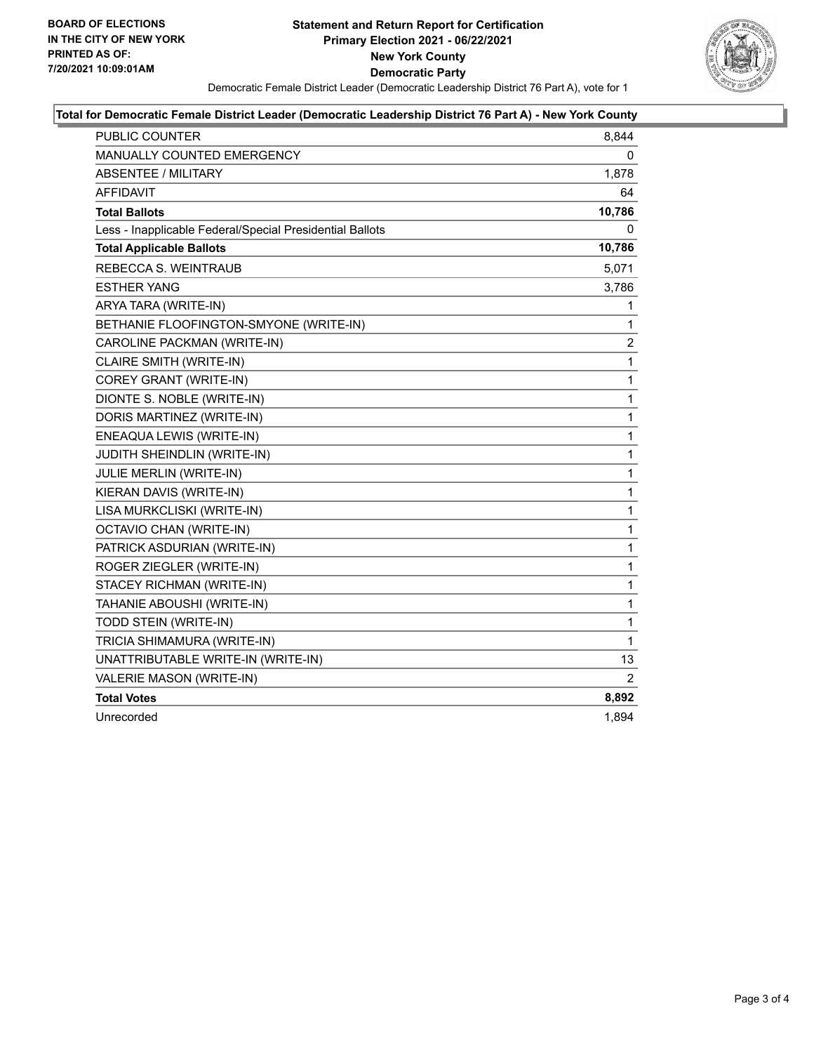**BOARD OF ELECTIONS IN THE CITY OF NEW YORK PRINTED AS OF: 7/20/2021 10:09:01AM**

# Statement and Return Report for Certification
## Primary Election 2021 - 06/22/2021
## New York County
## Democratic Party

Democratic Female District Leader (Democratic Leadership District 76 Part A), vote for 1

### Total for Democratic Female District Leader (Democratic Leadership District 76 Part A) - New York County

| | |
|---|---|
| PUBLIC COUNTER | 8,844 |
| MANUALLY COUNTED EMERGENCY | 0 |
| ABSENTEE / MILITARY | 1,878 |
| AFFIDAVIT | 64 |
| **Total Ballots** | **10,786** |
| Less - Inapplicable Federal/Special Presidential Ballots | 0 |
| **Total Applicable Ballots** | **10,786** |
| REBECCA S. WEINTRAUB | 5,071 |
| ESTHER YANG | 3,786 |
| ARYA TARA (WRITE-IN) | 1 |
| BETHANIE FLOOFINGTON-SMYONE (WRITE-IN) | 1 |
| CAROLINE PACKMAN (WRITE-IN) | 2 |
| CLAIRE SMITH (WRITE-IN) | 1 |
| COREY GRANT (WRITE-IN) | 1 |
| DIONTE S. NOBLE (WRITE-IN) | 1 |
| DORIS MARTINEZ (WRITE-IN) | 1 |
| ENEAQUA LEWIS (WRITE-IN) | 1 |
| JUDITH SHEINDLIN (WRITE-IN) | 1 |
| JULIE MERLIN (WRITE-IN) | 1 |
| KIERAN DAVIS (WRITE-IN) | 1 |
| LISA MURKCLISKI (WRITE-IN) | 1 |
| OCTAVIO CHAN (WRITE-IN) | 1 |
| PATRICK ASDURIAN (WRITE-IN) | 1 |
| ROGER ZIEGLER (WRITE-IN) | 1 |
| STACEY RICHMAN (WRITE-IN) | 1 |
| TAHANIE ABOUSHI (WRITE-IN) | 1 |
| TODD STEIN (WRITE-IN) | 1 |
| TRICIA SHIMAMURA (WRITE-IN) | 1 |
| UNATTRIBUTABLE WRITE-IN (WRITE-IN) | 13 |
| VALERIE MASON (WRITE-IN) | 2 |
| **Total Votes** | **8,892** |
| Unrecorded | 1,894 |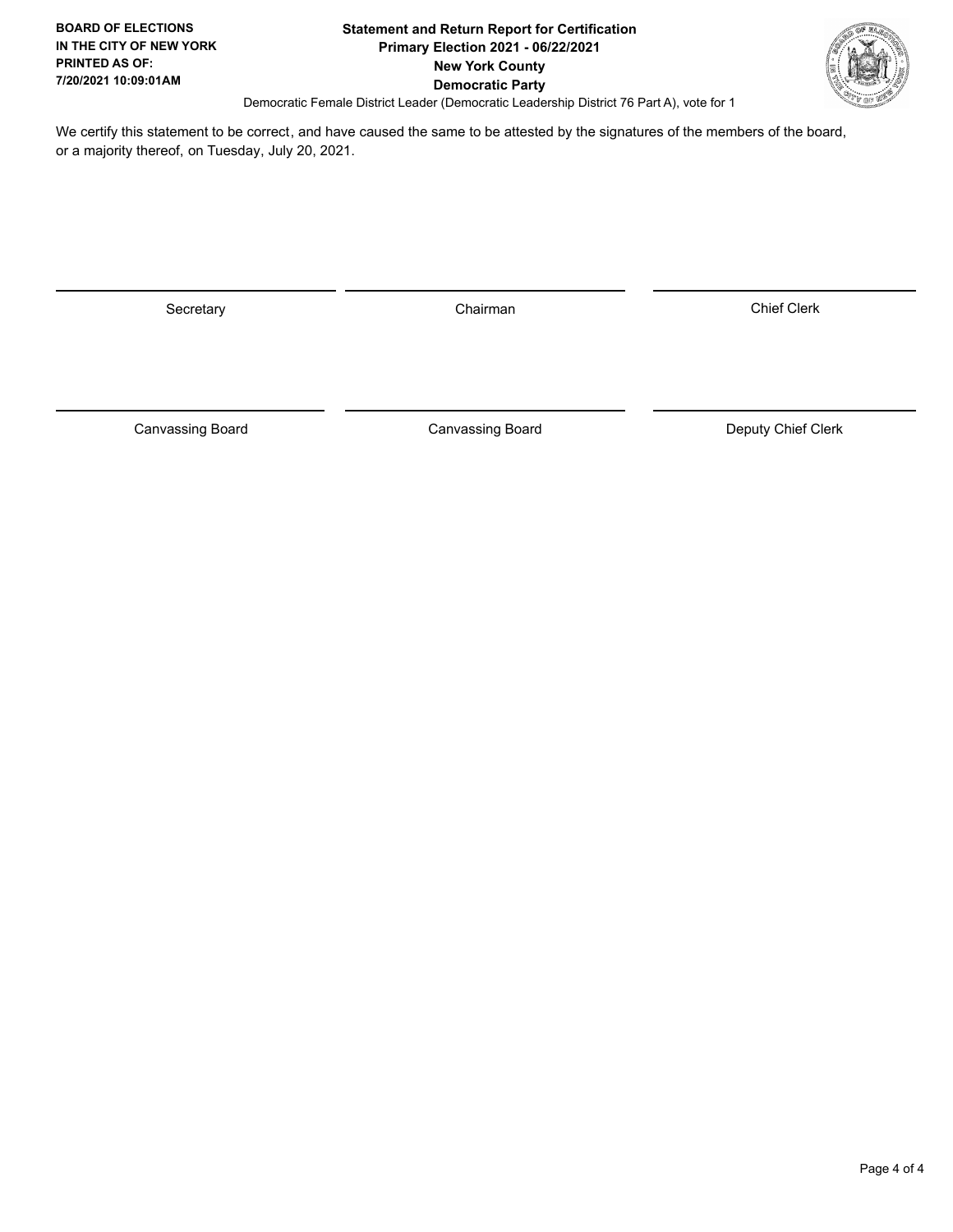**BOARD OF ELECTIONS**
**IN THE CITY OF NEW YORK**
**PRINTED AS OF:**
**7/20/2021 10:09:01AM**

**Statement and Return Report for Certification**
**Primary Election 2021 - 06/22/2021**
**New York County**
**Democratic Party**

Democratic Female District Leader (Democratic Leadership District 76 Part A), vote for 1

We certify this statement to be correct, and have caused the same to be attested by the signatures of the members of the board, or a majority thereof, on Tuesday, July 20, 2021.

| | | |
|---|---|---|
| Secretary | Chairman | Chief Clerk |
| Canvassing Board | Canvassing Board | Deputy Chief Clerk |